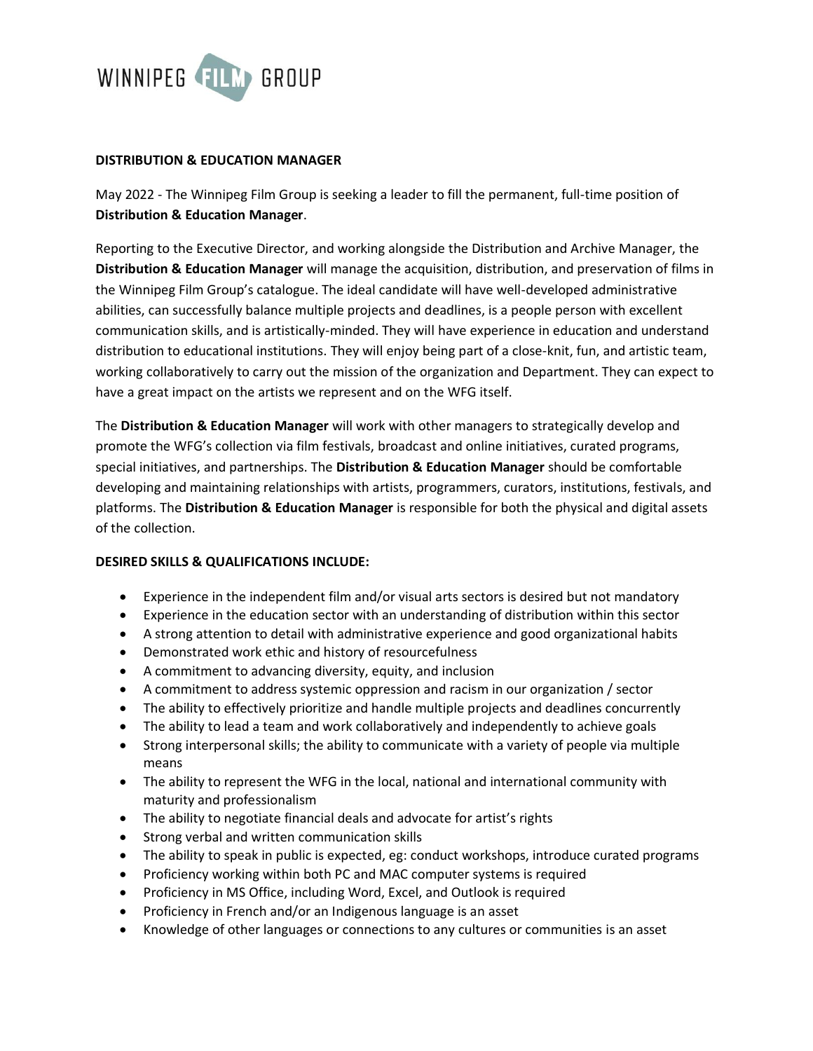WINNIPEG FILM GROUP

**DISTRIBUTION & EDUCATION MANAGER**

May 2022 - The Winnipeg Film Group is seeking a leader to fill the permanent, full-time position of **Distribution & Education Manager**.

Reporting to the Executive Director, and working alongside the Distribution and Archive Manager, the **Distribution & Education Manager** will manage the acquisition, distribution, and preservation of films in the Winnipeg Film Group's catalogue. The ideal candidate will have well-developed administrative abilities, can successfully balance multiple projects and deadlines, is a people person with excellent communication skills, and is artistically-minded. They will have experience in education and understand distribution to educational institutions. They will enjoy being part of a close-knit, fun, and artistic team, working collaboratively to carry out the mission of the organization and Department. They can expect to have a great impact on the artists we represent and on the WFG itself.

The **Distribution & Education Manager** will work with other managers to strategically develop and promote the WFG's collection via film festivals, broadcast and online initiatives, curated programs, special initiatives, and partnerships. The **Distribution & Education Manager** should be comfortable developing and maintaining relationships with artists, programmers, curators, institutions, festivals, and platforms. The **Distribution & Education Manager** is responsible for both the physical and digital assets of the collection.

**DESIRED SKILLS & QUALIFICATIONS INCLUDE:**

- Experience in the independent film and/or visual arts sectors is desired but not mandatory
- Experience in the education sector with an understanding of distribution within this sector
- A strong attention to detail with administrative experience and good organizational habits
- Demonstrated work ethic and history of resourcefulness
- A commitment to advancing diversity, equity, and inclusion
- A commitment to address systemic oppression and racism in our organization / sector
- The ability to effectively prioritize and handle multiple projects and deadlines concurrently
- The ability to lead a team and work collaboratively and independently to achieve goals
- Strong interpersonal skills; the ability to communicate with a variety of people via multiple means
- The ability to represent the WFG in the local, national and international community with maturity and professionalism
- The ability to negotiate financial deals and advocate for artist's rights
- Strong verbal and written communication skills
- The ability to speak in public is expected, eg: conduct workshops, introduce curated programs
- Proficiency working within both PC and MAC computer systems is required
- Proficiency in MS Office, including Word, Excel, and Outlook is required
- Proficiency in French and/or an Indigenous language is an asset
- Knowledge of other languages or connections to any cultures or communities is an asset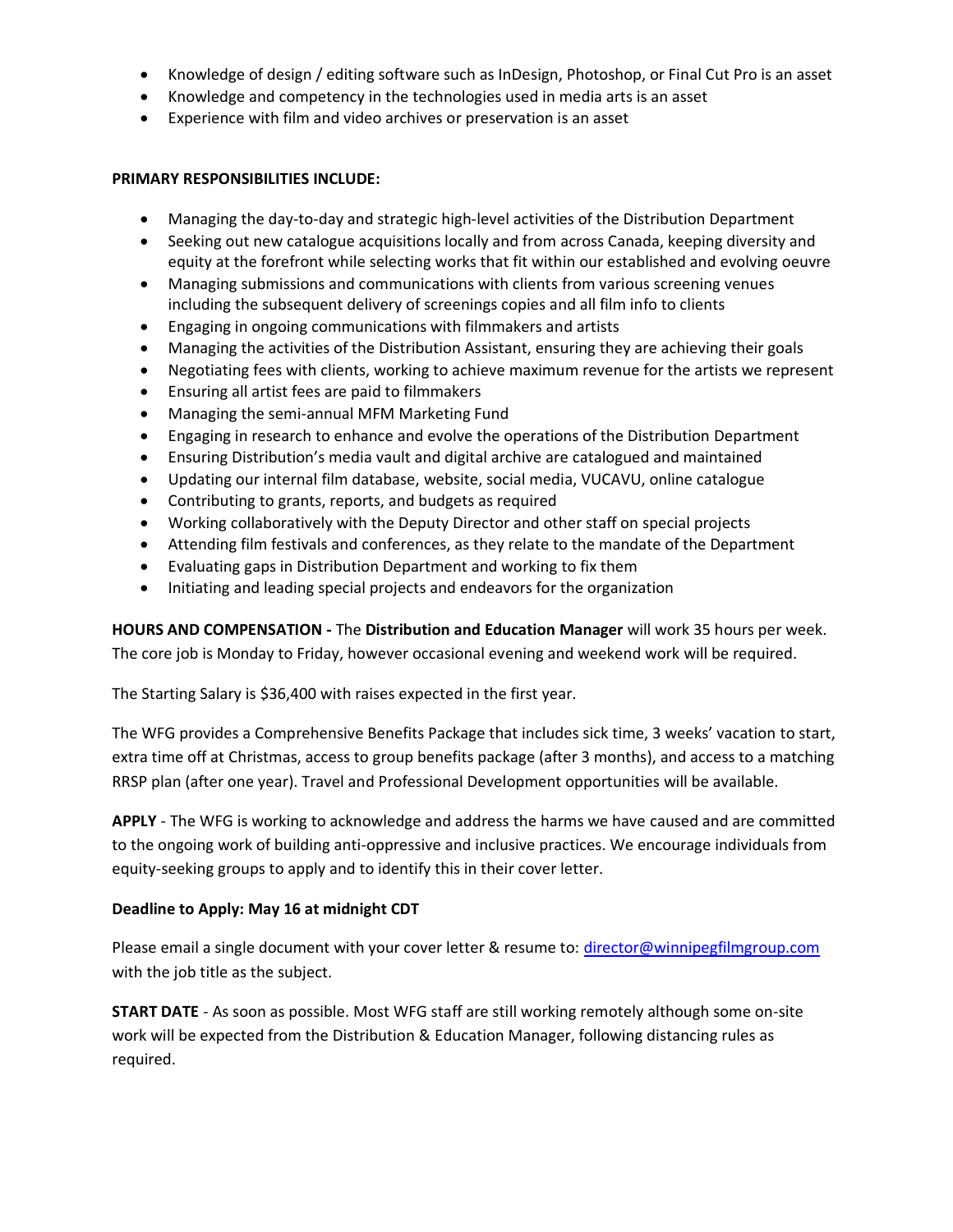- Knowledge of design / editing software such as InDesign, Photoshop, or Final Cut Pro is an asset
- Knowledge and competency in the technologies used in media arts is an asset
- Experience with film and video archives or preservation is an asset

**PRIMARY RESPONSIBILITIES INCLUDE:**

- Managing the day-to-day and strategic high-level activities of the Distribution Department
- Seeking out new catalogue acquisitions locally and from across Canada, keeping diversity and equity at the forefront while selecting works that fit within our established and evolving oeuvre
- Managing submissions and communications with clients from various screening venues including the subsequent delivery of screenings copies and all film info to clients
- Engaging in ongoing communications with filmmakers and artists
- Managing the activities of the Distribution Assistant, ensuring they are achieving their goals
- Negotiating fees with clients, working to achieve maximum revenue for the artists we represent
- Ensuring all artist fees are paid to filmmakers
- Managing the semi-annual MFM Marketing Fund
- Engaging in research to enhance and evolve the operations of the Distribution Department
- Ensuring Distribution's media vault and digital archive are catalogued and maintained
- Updating our internal film database, website, social media, VUCAVU, online catalogue
- Contributing to grants, reports, and budgets as required
- Working collaboratively with the Deputy Director and other staff on special projects
- Attending film festivals and conferences, as they relate to the mandate of the Department
- Evaluating gaps in Distribution Department and working to fix them
- Initiating and leading special projects and endeavors for the organization

**HOURS AND COMPENSATION -** The **Distribution and Education Manager** will work 35 hours per week. The core job is Monday to Friday, however occasional evening and weekend work will be required.

The Starting Salary is $36,400 with raises expected in the first year.

The WFG provides a Comprehensive Benefits Package that includes sick time, 3 weeks' vacation to start, extra time off at Christmas, access to group benefits package (after 3 months), and access to a matching RRSP plan (after one year). Travel and Professional Development opportunities will be available.

**APPLY** - The WFG is working to acknowledge and address the harms we have caused and are committed to the ongoing work of building anti-oppressive and inclusive practices. We encourage individuals from equity-seeking groups to apply and to identify this in their cover letter.

**Deadline to Apply: May 16 at midnight CDT**

Please email a single document with your cover letter & resume to: director@winnipegfilmgroup.com with the job title as the subject.

**START DATE** - As soon as possible. Most WFG staff are still working remotely although some on-site work will be expected from the Distribution & Education Manager, following distancing rules as required.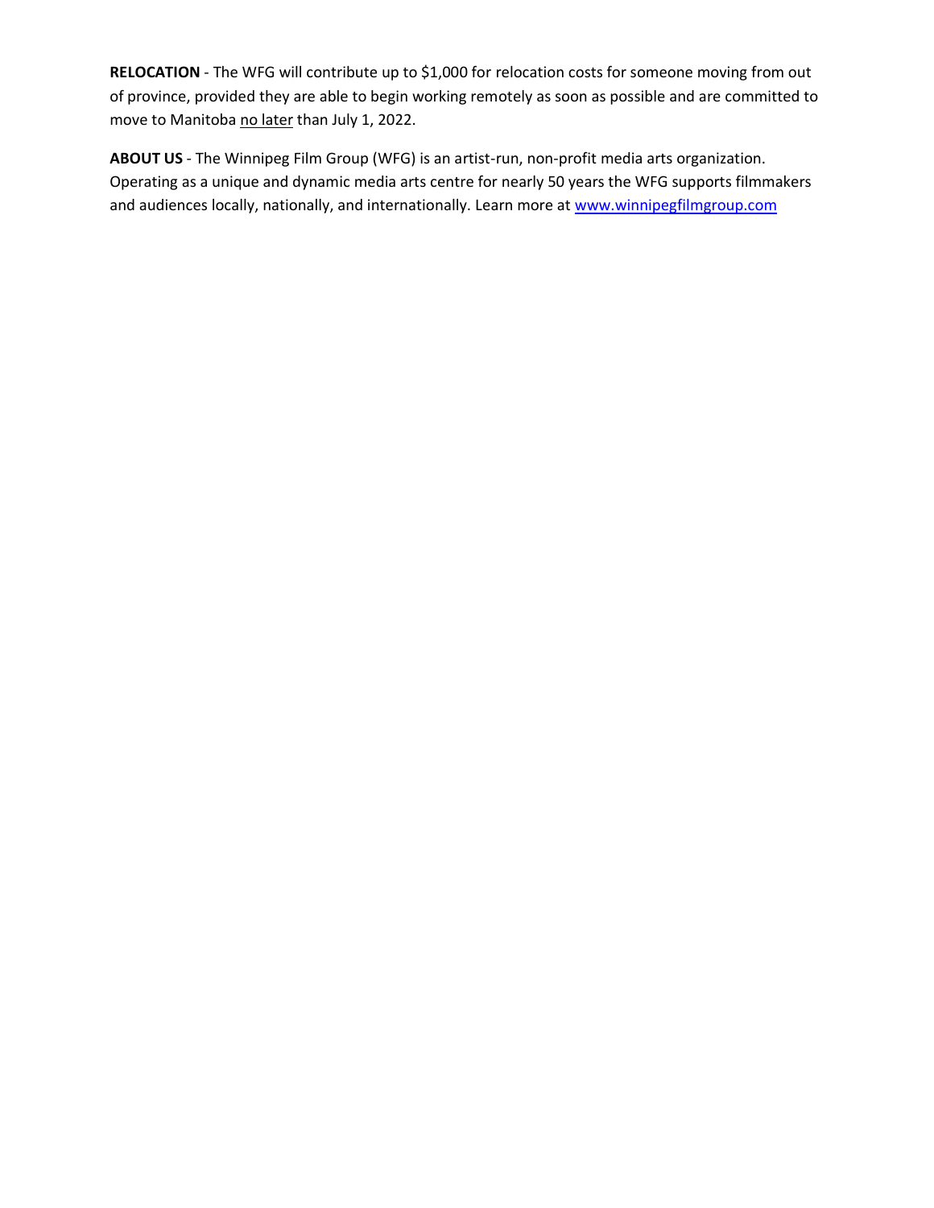**RELOCATION** - The WFG will contribute up to $1,000 for relocation costs for someone moving from out of province, provided they are able to begin working remotely as soon as possible and are committed to move to Manitoba no later than July 1, 2022.

**ABOUT US** - The Winnipeg Film Group (WFG) is an artist-run, non-profit media arts organization. Operating as a unique and dynamic media arts centre for nearly 50 years the WFG supports filmmakers and audiences locally, nationally, and internationally. Learn more at [www.winnipegfilmgroup.com](http://www.winnipegfilmgroup.com)